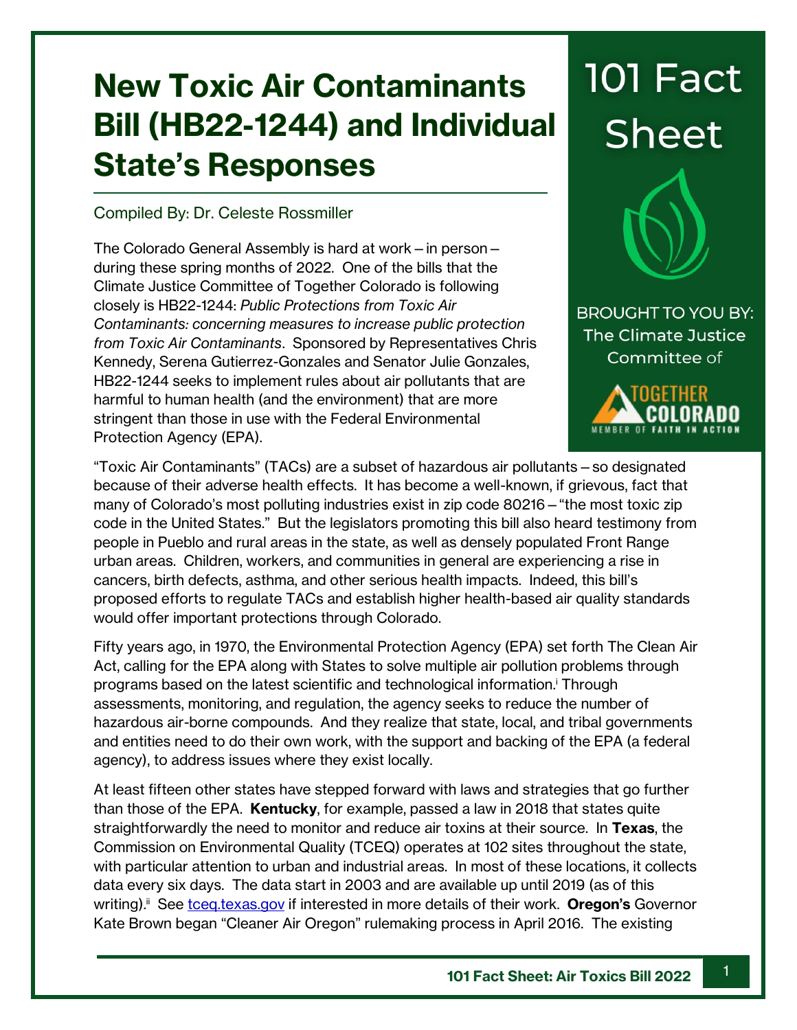# New Toxic Air Contaminants Bill (HB22-1244) and Individual State's Responses

101 Fact Sheet

BROUGHT TO YOU BY: The Climate Justice Committee of Together Colorado

Compiled By: Dr. Celeste Rossmiller

The Colorado General Assembly is hard at work – in person – during these spring months of 2022. One of the bills that the Climate Justice Committee of Together Colorado is following closely is HB22-1244: *Public Protections from Toxic Air Contaminants: concerning measures to increase public protection from Toxic Air Contaminants*. Sponsored by Representatives Chris Kennedy, Serena Gutierrez-Gonzales and Senator Julie Gonzales, HB22-1244 seeks to implement rules about air pollutants that are harmful to human health (and the environment) that are more stringent than those in use with the Federal Environmental Protection Agency (EPA).

"Toxic Air Contaminants" (TACs) are a subset of hazardous air pollutants – so designated because of their adverse health effects. It has become a well-known, if grievous, fact that many of Colorado's most polluting industries exist in zip code 80216 – "the most toxic zip code in the United States." But the legislators promoting this bill also heard testimony from people in Pueblo and rural areas in the state, as well as densely populated Front Range urban areas. Children, workers, and communities in general are experiencing a rise in cancers, birth defects, asthma, and other serious health impacts. Indeed, this bill's proposed efforts to regulate TACs and establish higher health-based air quality standards would offer important protections through Colorado.

Fifty years ago, in 1970, the Environmental Protection Agency (EPA) set forth The Clean Air Act, calling for the EPA along with States to solve multiple air pollution problems through programs based on the latest scientific and technological information.[i] Through assessments, monitoring, and regulation, the agency seeks to reduce the number of hazardous air-borne compounds. And they realize that state, local, and tribal governments and entities need to do their own work, with the support and backing of the EPA (a federal agency), to address issues where they exist locally.

At least fifteen other states have stepped forward with laws and strategies that go further than those of the EPA. **Kentucky**, for example, passed a law in 2018 that states quite straightforwardly the need to monitor and reduce air toxins at their source. In **Texas**, the Commission on Environmental Quality (TCEQ) operates at 102 sites throughout the state, with particular attention to urban and industrial areas. In most of these locations, it collects data every six days. The data start in 2003 and are available up until 2019 (as of this writing).[ii] See tceq.texas.gov if interested in more details of their work. **Oregon's** Governor Kate Brown began "Cleaner Air Oregon" rulemaking process in April 2016. The existing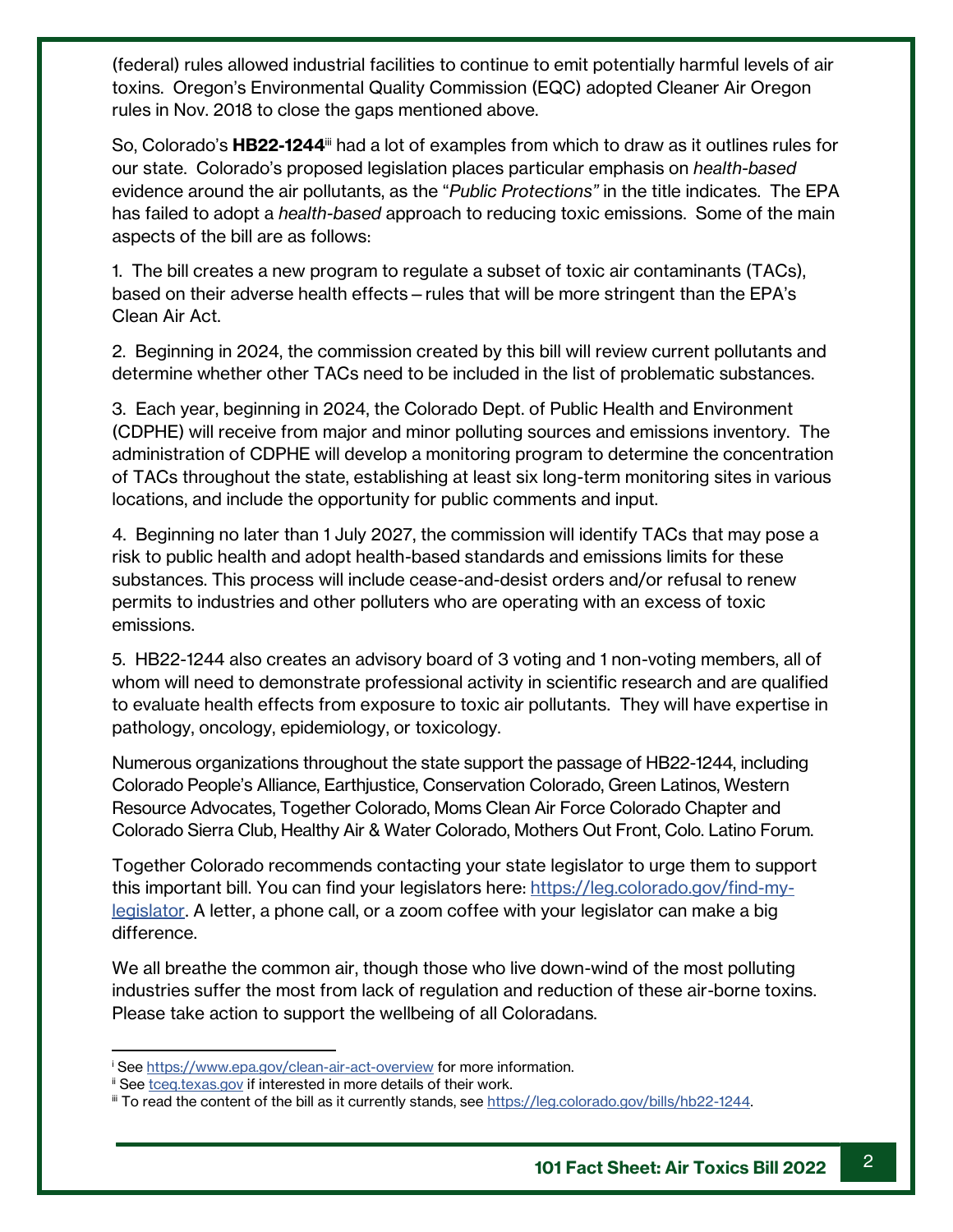(federal) rules allowed industrial facilities to continue to emit potentially harmful levels of air toxins. Oregon's Environmental Quality Commission (EQC) adopted Cleaner Air Oregon rules in Nov. 2018 to close the gaps mentioned above.

So, Colorado's **HB22-1244**[iii] had a lot of examples from which to draw as it outlines rules for our state. Colorado's proposed legislation places particular emphasis on *health-based* evidence around the air pollutants, as the "*Public Protections"* in the title indicates. The EPA has failed to adopt a *health-based* approach to reducing toxic emissions. Some of the main aspects of the bill are as follows:

1. The bill creates a new program to regulate a subset of toxic air contaminants (TACs), based on their adverse health effects – rules that will be more stringent than the EPA's Clean Air Act.

2. Beginning in 2024, the commission created by this bill will review current pollutants and determine whether other TACs need to be included in the list of problematic substances.

3. Each year, beginning in 2024, the Colorado Dept. of Public Health and Environment (CDPHE) will receive from major and minor polluting sources and emissions inventory. The administration of CDPHE will develop a monitoring program to determine the concentration of TACs throughout the state, establishing at least six long-term monitoring sites in various locations, and include the opportunity for public comments and input.

4. Beginning no later than 1 July 2027, the commission will identify TACs that may pose a risk to public health and adopt health-based standards and emissions limits for these substances. This process will include cease-and-desist orders and/or refusal to renew permits to industries and other polluters who are operating with an excess of toxic emissions.

5. HB22-1244 also creates an advisory board of 3 voting and 1 non-voting members, all of whom will need to demonstrate professional activity in scientific research and are qualified to evaluate health effects from exposure to toxic air pollutants. They will have expertise in pathology, oncology, epidemiology, or toxicology.

Numerous organizations throughout the state support the passage of HB22-1244, including Colorado People's Alliance, Earthjustice, Conservation Colorado, Green Latinos, Western Resource Advocates, Together Colorado, Moms Clean Air Force Colorado Chapter and Colorado Sierra Club, Healthy Air & Water Colorado, Mothers Out Front, Colo. Latino Forum.

Together Colorado recommends contacting your state legislator to urge them to support this important bill. You can find your legislators here: https://leg.colorado.gov/find-my-legislator. A letter, a phone call, or a zoom coffee with your legislator can make a big difference.

We all breathe the common air, though those who live down-wind of the most polluting industries suffer the most from lack of regulation and reduction of these air-borne toxins. Please take action to support the wellbeing of all Coloradans.

---

[i] See https://www.epa.gov/clean-air-act-overview for more information.

[ii] See tceq.texas.gov if interested in more details of their work.

[iii] To read the content of the bill as it currently stands, see https://leg.colorado.gov/bills/hb22-1244.